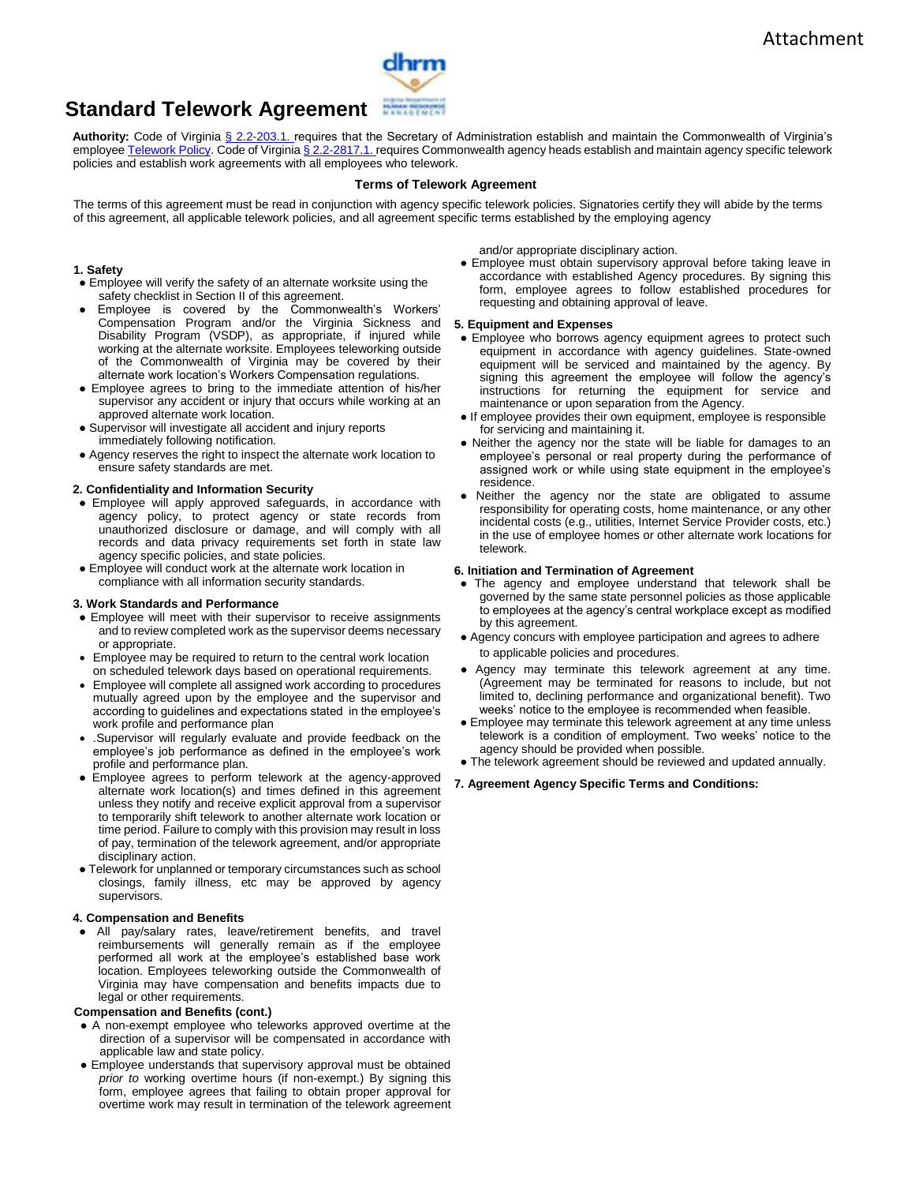Attachment

# Standard Telework Agreement

**Authority:** Code of Virginia § 2.2-203.1. requires that the Secretary of Administration establish and maintain the Commonwealth of Virginia's employee Telework Policy. Code of Virginia § 2.2-2817.1. requires Commonwealth agency heads establish and maintain agency specific telework policies and establish work agreements with all employees who telework.

**Terms of Telework Agreement**

The terms of this agreement must be read in conjunction with agency specific telework policies. Signatories certify they will abide by the terms of this agreement, all applicable telework policies, and all agreement specific terms established by the employing agency

**1. Safety**

- Employee will verify the safety of an alternate worksite using the safety checklist in Section II of this agreement.
- Employee is covered by the Commonwealth's Workers' Compensation Program and/or the Virginia Sickness and Disability Program (VSDP), as appropriate, if injured while working at the alternate worksite. Employees teleworking outside of the Commonwealth of Virginia may be covered by their alternate work location's Workers Compensation regulations.
- Employee agrees to bring to the immediate attention of his/her supervisor any accident or injury that occurs while working at an approved alternate work location.
- Supervisor will investigate all accident and injury reports immediately following notification.
- Agency reserves the right to inspect the alternate work location to ensure safety standards are met.

**2. Confidentiality and Information Security**

- Employee will apply approved safeguards, in accordance with agency policy, to protect agency or state records from unauthorized disclosure or damage, and will comply with all records and data privacy requirements set forth in state law agency specific policies, and state policies.
- Employee will conduct work at the alternate work location in compliance with all information security standards.

**3. Work Standards and Performance**

- Employee will meet with their supervisor to receive assignments and to review completed work as the supervisor deems necessary or appropriate.
- Employee may be required to return to the central work location on scheduled telework days based on operational requirements.
- Employee will complete all assigned work according to procedures mutually agreed upon by the employee and the supervisor and according to guidelines and expectations stated in the employee's work profile and performance plan
- .Supervisor will regularly evaluate and provide feedback on the employee's job performance as defined in the employee's work profile and performance plan.
- Employee agrees to perform telework at the agency-approved alternate work location(s) and times defined in this agreement unless they notify and receive explicit approval from a supervisor to temporarily shift telework to another alternate work location or time period. Failure to comply with this provision may result in loss of pay, termination of the telework agreement, and/or appropriate disciplinary action.
- Telework for unplanned or temporary circumstances such as school closings, family illness, etc may be approved by agency supervisors.

**4. Compensation and Benefits**

- All pay/salary rates, leave/retirement benefits, and travel reimbursements will generally remain as if the employee performed all work at the employee's established base work location. Employees teleworking outside the Commonwealth of Virginia may have compensation and benefits impacts due to legal or other requirements.

**Compensation and Benefits (cont.)**

- A non-exempt employee who teleworks approved overtime at the direction of a supervisor will be compensated in accordance with applicable law and state policy.
- Employee understands that supervisory approval must be obtained *prior to* working overtime hours (if non-exempt.) By signing this form, employee agrees that failing to obtain proper approval for overtime work may result in termination of the telework agreement and/or appropriate disciplinary action.
- Employee must obtain supervisory approval before taking leave in accordance with established Agency procedures. By signing this form, employee agrees to follow established procedures for requesting and obtaining approval of leave.

**5. Equipment and Expenses**

- Employee who borrows agency equipment agrees to protect such equipment in accordance with agency guidelines. State-owned equipment will be serviced and maintained by the agency. By signing this agreement the employee will follow the agency's instructions for returning the equipment for service and maintenance or upon separation from the Agency.
- If employee provides their own equipment, employee is responsible for servicing and maintaining it.
- Neither the agency nor the state will be liable for damages to an employee's personal or real property during the performance of assigned work or while using state equipment in the employee's residence.
- Neither the agency nor the state are obligated to assume responsibility for operating costs, home maintenance, or any other incidental costs (e.g., utilities, Internet Service Provider costs, etc.) in the use of employee homes or other alternate work locations for telework.

**6. Initiation and Termination of Agreement**

- The agency and employee understand that telework shall be governed by the same state personnel policies as those applicable to employees at the agency's central workplace except as modified by this agreement.
- Agency concurs with employee participation and agrees to adhere to applicable policies and procedures.
- Agency may terminate this telework agreement at any time. (Agreement may be terminated for reasons to include, but not limited to, declining performance and organizational benefit). Two weeks' notice to the employee is recommended when feasible.
- Employee may terminate this telework agreement at any time unless telework is a condition of employment. Two weeks' notice to the agency should be provided when possible.
- The telework agreement should be reviewed and updated annually.

**7. Agreement Agency Specific Terms and Conditions:**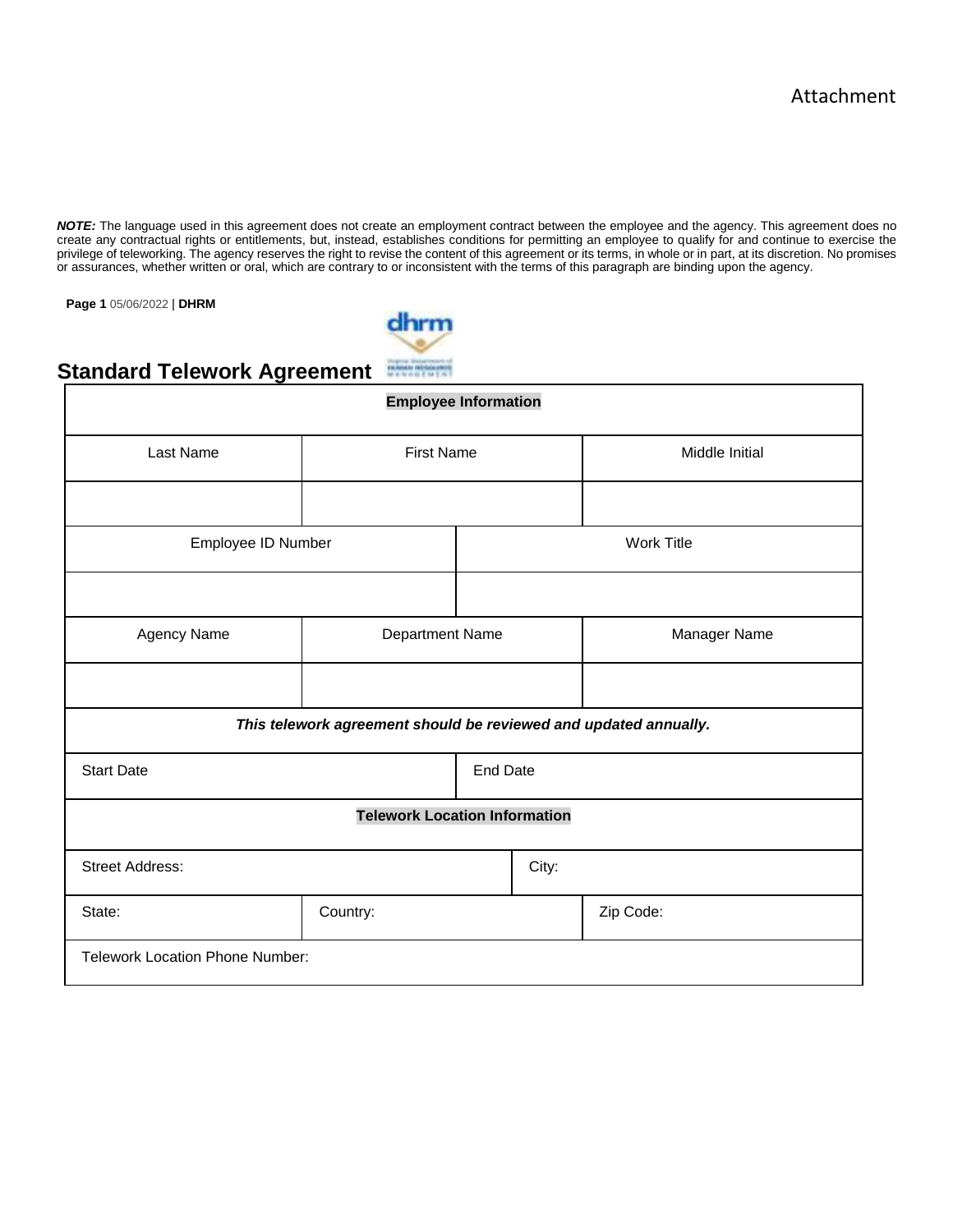Attachment

***NOTE:*** The language used in this agreement does not create an employment contract between the employee and the agency. This agreement does no create any contractual rights or entitlements, but, instead, establishes conditions for permitting an employee to qualify for and continue to exercise the privilege of teleworking. The agency reserves the right to revise the content of this agreement or its terms, in whole or in part, at its discretion. No promises or assurances, whether written or oral, which are contrary to or inconsistent with the terms of this paragraph are binding upon the agency.

## Standard Telework Agreement

| **Employee Information** | | |
|---|---|---|
| Last Name | First Name | Middle Initial |
| | | |
| Employee ID Number | Work Title | |
| | | |
| Agency Name | Department Name | Manager Name |
| | | |
| ***This telework agreement should be reviewed and updated annually.*** | | |
| Start Date | End Date | |
| **Telework Location Information** | | |
| Street Address: | City: | |
| State: | Country: | Zip Code: |
| Telework Location Phone Number: | | |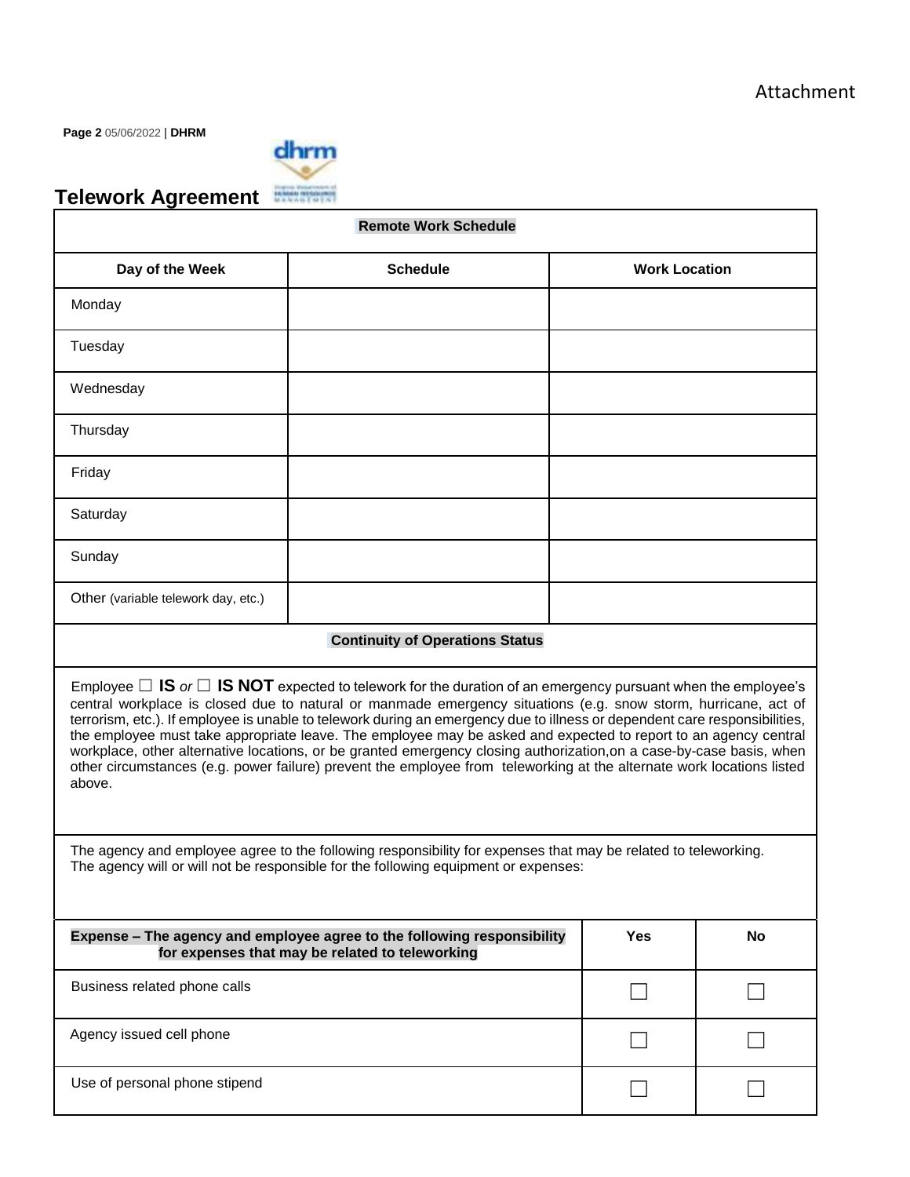Attachment

# Telework Agreement

| Remote Work Schedule | | |
|---|---|---|
| **Day of the Week** | **Schedule** | **Work Location** |
| Monday | | |
| Tuesday | | |
| Wednesday | | |
| Thursday | | |
| Friday | | |
| Saturday | | |
| Sunday | | |
| Other (variable telework day, etc.) | | |

**Continuity of Operations Status**

Employee ☐ **IS** *or* ☐ **IS NOT** expected to telework for the duration of an emergency pursuant when the employee's central workplace is closed due to natural or manmade emergency situations (e.g. snow storm, hurricane, act of terrorism, etc.). If employee is unable to telework during an emergency due to illness or dependent care responsibilities, the employee must take appropriate leave. The employee may be asked and expected to report to an agency central workplace, other alternative locations, or be granted emergency closing authorization,on a case-by-case basis, when other circumstances (e.g. power failure) prevent the employee from teleworking at the alternate work locations listed above.

The agency and employee agree to the following responsibility for expenses that may be related to teleworking. The agency will or will not be responsible for the following equipment or expenses:

| Expense – The agency and employee agree to the following responsibility for expenses that may be related to teleworking | Yes | No |
|---|---|---|
| Business related phone calls | ☐ | ☐ |
| Agency issued cell phone | ☐ | ☐ |
| Use of personal phone stipend | ☐ | ☐ |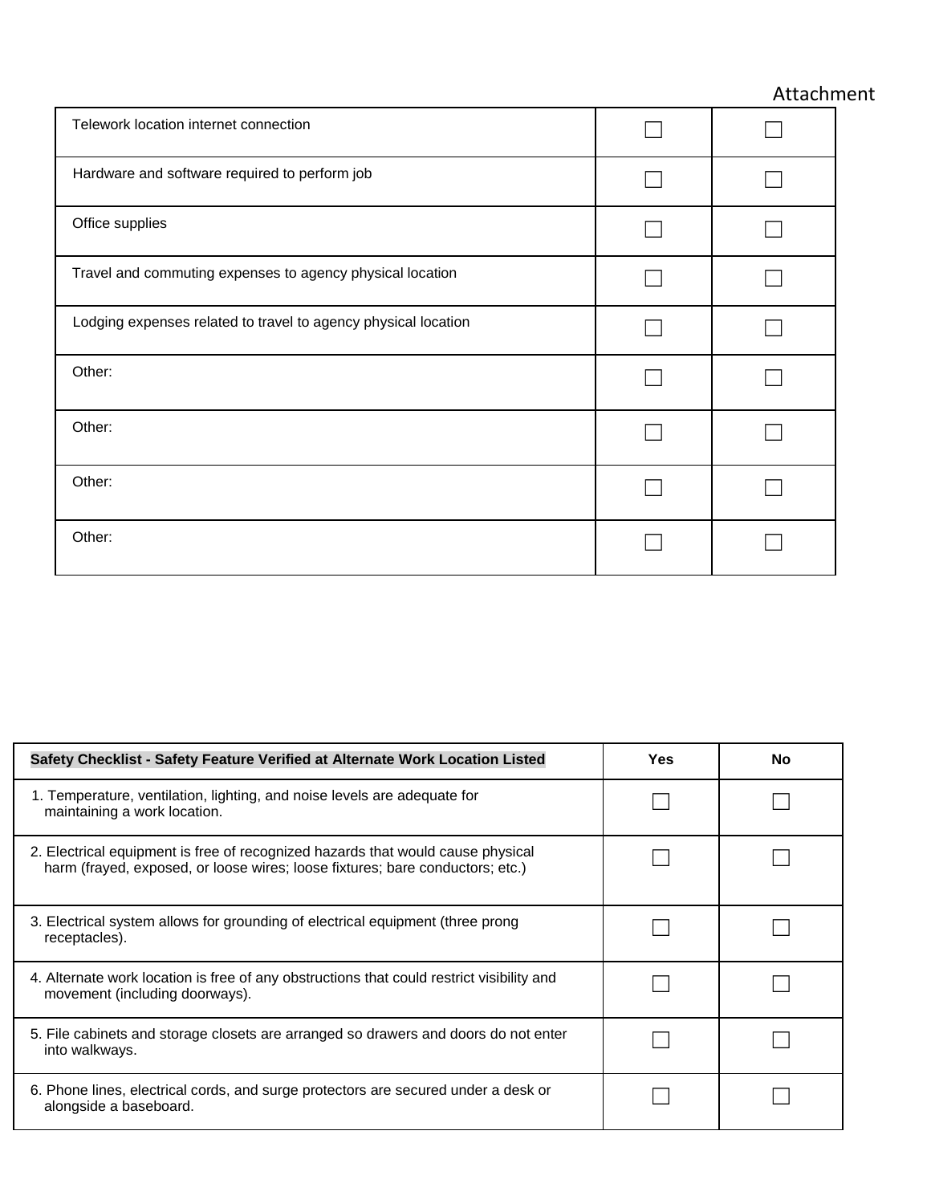Attachment

| | | |
|---|---|---|
| Telework location internet connection | ☐ | ☐ |
| Hardware and software required to perform job | ☐ | ☐ |
| Office supplies | ☐ | ☐ |
| Travel and commuting expenses to agency physical location | ☐ | ☐ |
| Lodging expenses related to travel to agency physical location | ☐ | ☐ |
| Other: | ☐ | ☐ |
| Other: | ☐ | ☐ |
| Other: | ☐ | ☐ |
| Other: | ☐ | ☐ |

| **Safety Checklist - Safety Feature Verified at Alternate Work Location Listed** | **Yes** | **No** |
|---|---|---|
| 1. Temperature, ventilation, lighting, and noise levels are adequate for maintaining a work location. | ☐ | ☐ |
| 2. Electrical equipment is free of recognized hazards that would cause physical harm (frayed, exposed, or loose wires; loose fixtures; bare conductors; etc.) | ☐ | ☐ |
| 3. Electrical system allows for grounding of electrical equipment (three prong receptacles). | ☐ | ☐ |
| 4. Alternate work location is free of any obstructions that could restrict visibility and movement (including doorways). | ☐ | ☐ |
| 5. File cabinets and storage closets are arranged so drawers and doors do not enter into walkways. | ☐ | ☐ |
| 6. Phone lines, electrical cords, and surge protectors are secured under a desk or alongside a baseboard. | ☐ | ☐ |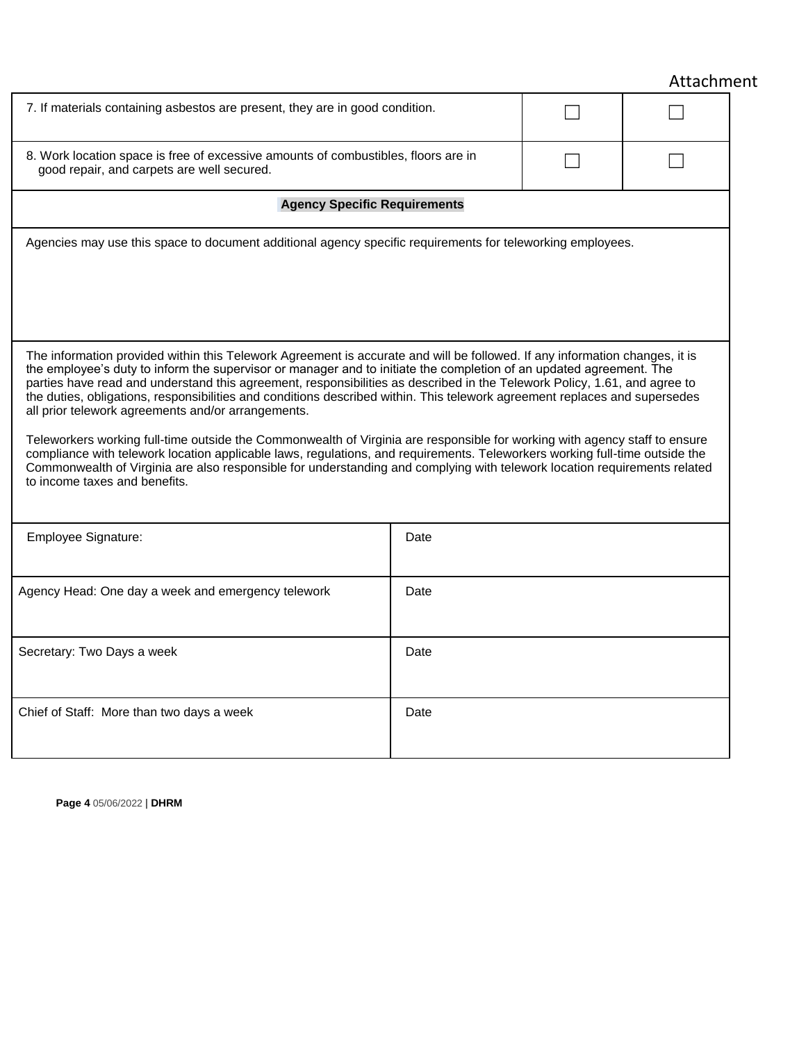Attachment

| | | |
|---|---|---|
| 7. If materials containing asbestos are present, they are in good condition. | ☐ | ☐ |
| 8. Work location space is free of excessive amounts of combustibles, floors are in good repair, and carpets are well secured. | ☐ | ☐ |

**Agency Specific Requirements**

Agencies may use this space to document additional agency specific requirements for teleworking employees.

The information provided within this Telework Agreement is accurate and will be followed. If any information changes, it is the employee's duty to inform the supervisor or manager and to initiate the completion of an updated agreement. The parties have read and understand this agreement, responsibilities as described in the Telework Policy, 1.61, and agree to the duties, obligations, responsibilities and conditions described within. This telework agreement replaces and supersedes all prior telework agreements and/or arrangements.

Teleworkers working full-time outside the Commonwealth of Virginia are responsible for working with agency staff to ensure compliance with telework location applicable laws, regulations, and requirements. Teleworkers working full-time outside the Commonwealth of Virginia are also responsible for understanding and complying with telework location requirements related to income taxes and benefits.

| | |
|---|---|
| Employee Signature: | Date |
| Agency Head: One day a week and emergency telework | Date |
| Secretary: Two Days a week | Date |
| Chief of Staff: More than two days a week | Date |